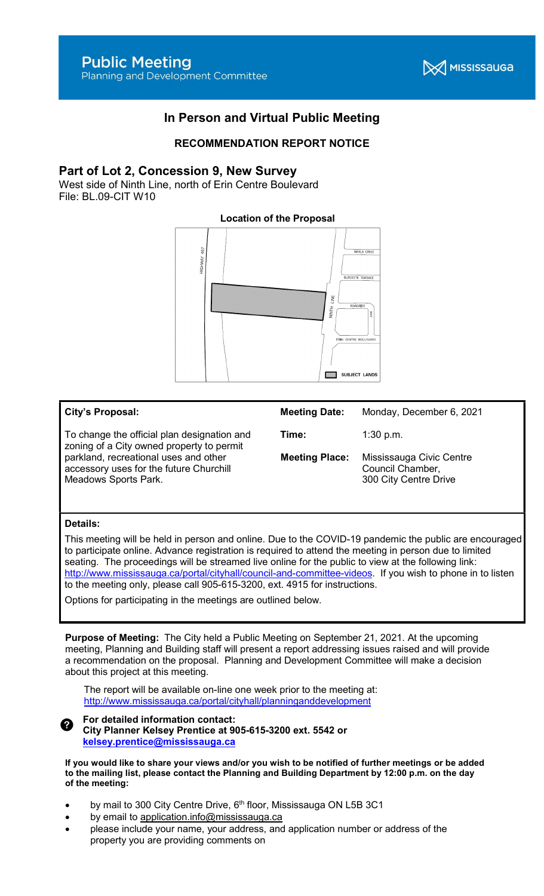# Public Meeting

Planning and Development Committee

MISSISSAUGA

## In Person and Virtual Public Meeting

### RECOMMENDATION REPORT NOTICE

## Part of Lot 2, Concession 9, New Survey

West side of Ninth Line, north of Erin Centre Boulevard
File: BL.09-CIT W10

**Location of the Proposal**

HIGHWAY 407
NINTH LINE
MAVLA DRIVE
BURDETTE TERRACE
ROADSIDE WAY
ERIN CENTRE BOULEVARD
SUBJECT LANDS

**City's Proposal:**

To change the official plan designation and zoning of a City owned property to permit parkland, recreational uses and other accessory uses for the future Churchill Meadows Sports Park.

**Meeting Date:** Monday, December 6, 2021

**Time:** 1:30 p.m.

**Meeting Place:** Mississauga Civic Centre Council Chamber, 300 City Centre Drive

**Details:**

This meeting will be held in person and online. Due to the COVID-19 pandemic the public are encouraged to participate online. Advance registration is required to attend the meeting in person due to limited seating. The proceedings will be streamed live online for the public to view at the following link: http://www.mississauga.ca/portal/cityhall/council-and-committee-videos. If you wish to phone in to listen to the meeting only, please call 905-615-3200, ext. 4915 for instructions.

Options for participating in the meetings are outlined below.

**Purpose of Meeting:** The City held a Public Meeting on September 21, 2021. At the upcoming meeting, Planning and Building staff will present a report addressing issues raised and will provide a recommendation on the proposal. Planning and Development Committee will make a decision about this project at this meeting.

The report will be available on-line one week prior to the meeting at: http://www.mississauga.ca/portal/cityhall/planninganddevelopment

**For detailed information contact:**
**City Planner Kelsey Prentice at 905-615-3200 ext. 5542 or kelsey.prentice@mississauga.ca**

**If you would like to share your views and/or you wish to be notified of further meetings or be added to the mailing list, please contact the Planning and Building Department by 12:00 p.m. on the day of the meeting:**

- by mail to 300 City Centre Drive, 6th floor, Mississauga ON L5B 3C1
- by email to application.info@mississauga.ca
- please include your name, your address, and application number or address of the property you are providing comments on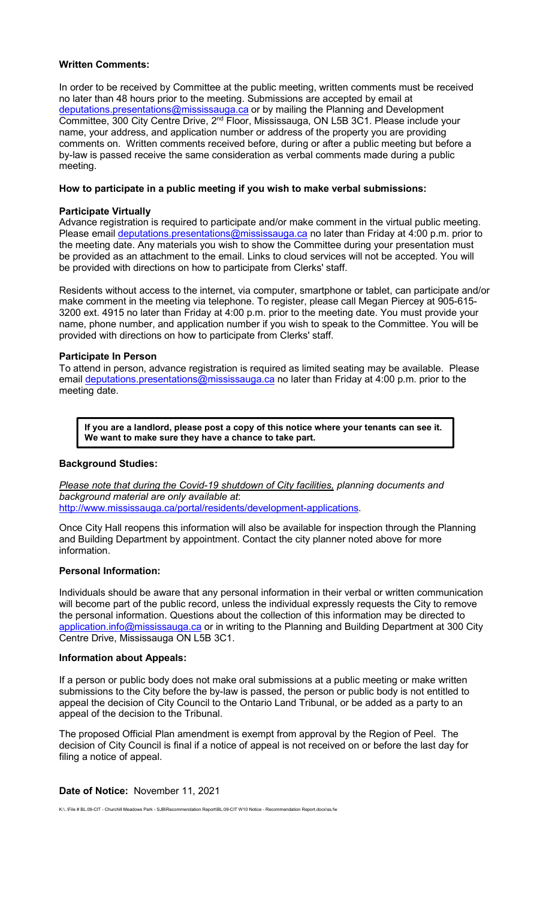**Written Comments:**

In order to be received by Committee at the public meeting, written comments must be received no later than 48 hours prior to the meeting. Submissions are accepted by email at deputations.presentations@mississauga.ca or by mailing the Planning and Development Committee, 300 City Centre Drive, 2nd Floor, Mississauga, ON L5B 3C1. Please include your name, your address, and application number or address of the property you are providing comments on. Written comments received before, during or after a public meeting but before a by-law is passed receive the same consideration as verbal comments made during a public meeting.

**How to participate in a public meeting if you wish to make verbal submissions:**

**Participate Virtually**
Advance registration is required to participate and/or make comment in the virtual public meeting. Please email deputations.presentations@mississauga.ca no later than Friday at 4:00 p.m. prior to the meeting date. Any materials you wish to show the Committee during your presentation must be provided as an attachment to the email. Links to cloud services will not be accepted. You will be provided with directions on how to participate from Clerks' staff.

Residents without access to the internet, via computer, smartphone or tablet, can participate and/or make comment in the meeting via telephone. To register, please call Megan Piercey at 905-615-3200 ext. 4915 no later than Friday at 4:00 p.m. prior to the meeting date. You must provide your name, phone number, and application number if you wish to speak to the Committee. You will be provided with directions on how to participate from Clerks' staff.

**Participate In Person**
To attend in person, advance registration is required as limited seating may be available. Please email deputations.presentations@mississauga.ca no later than Friday at 4:00 p.m. prior to the meeting date.

**If you are a landlord, please post a copy of this notice where your tenants can see it. We want to make sure they have a chance to take part.**

**Background Studies:**

*Please note that during the Covid-19 shutdown of City facilities, planning documents and background material are only available at*:
http://www.mississauga.ca/portal/residents/development-applications.

Once City Hall reopens this information will also be available for inspection through the Planning and Building Department by appointment. Contact the city planner noted above for more information.

**Personal Information:**

Individuals should be aware that any personal information in their verbal or written communication will become part of the public record, unless the individual expressly requests the City to remove the personal information. Questions about the collection of this information may be directed to application.info@mississauga.ca or in writing to the Planning and Building Department at 300 City Centre Drive, Mississauga ON L5B 3C1.

**Information about Appeals:**

If a person or public body does not make oral submissions at a public meeting or make written submissions to the City before the by-law is passed, the person or public body is not entitled to appeal the decision of City Council to the Ontario Land Tribunal, or be added as a party to an appeal of the decision to the Tribunal.

The proposed Official Plan amendment is exempt from approval by the Region of Peel. The decision of City Council is final if a notice of appeal is not received on or before the last day for filing a notice of appeal.

**Date of Notice:** November 11, 2021

K:\..\File # BL.09-CIT - Churchill Meadows Park - SJB\Recommendation Report\BL.09-CIT W10 Notice - Recommendation Report.docx\ss.fw